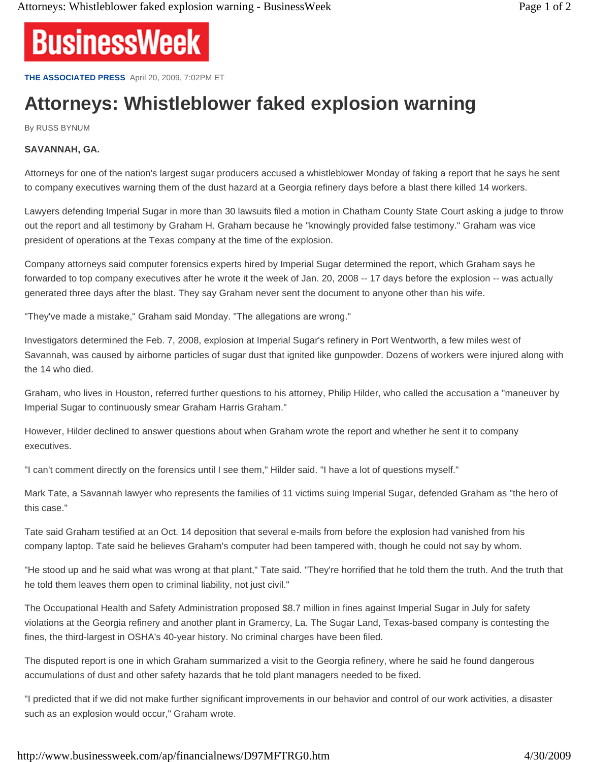BusinessWeek

**THE ASSOCIATED PRESS** April 20, 2009, 7:02PM ET

# Attorneys: Whistleblower faked explosion warning

By RUSS BYNUM

**SAVANNAH, GA.**

Attorneys for one of the nation's largest sugar producers accused a whistleblower Monday of faking a report that he says he sent to company executives warning them of the dust hazard at a Georgia refinery days before a blast there killed 14 workers.

Lawyers defending Imperial Sugar in more than 30 lawsuits filed a motion in Chatham County State Court asking a judge to throw out the report and all testimony by Graham H. Graham because he "knowingly provided false testimony." Graham was vice president of operations at the Texas company at the time of the explosion.

Company attorneys said computer forensics experts hired by Imperial Sugar determined the report, which Graham says he forwarded to top company executives after he wrote it the week of Jan. 20, 2008 -- 17 days before the explosion -- was actually generated three days after the blast. They say Graham never sent the document to anyone other than his wife.

"They've made a mistake," Graham said Monday. "The allegations are wrong."

Investigators determined the Feb. 7, 2008, explosion at Imperial Sugar's refinery in Port Wentworth, a few miles west of Savannah, was caused by airborne particles of sugar dust that ignited like gunpowder. Dozens of workers were injured along with the 14 who died.

Graham, who lives in Houston, referred further questions to his attorney, Philip Hilder, who called the accusation a "maneuver by Imperial Sugar to continuously smear Graham Harris Graham."

However, Hilder declined to answer questions about when Graham wrote the report and whether he sent it to company executives.

"I can't comment directly on the forensics until I see them," Hilder said. "I have a lot of questions myself."

Mark Tate, a Savannah lawyer who represents the families of 11 victims suing Imperial Sugar, defended Graham as "the hero of this case."

Tate said Graham testified at an Oct. 14 deposition that several e-mails from before the explosion had vanished from his company laptop. Tate said he believes Graham's computer had been tampered with, though he could not say by whom.

"He stood up and he said what was wrong at that plant," Tate said. "They're horrified that he told them the truth. And the truth that he told them leaves them open to criminal liability, not just civil."

The Occupational Health and Safety Administration proposed $8.7 million in fines against Imperial Sugar in July for safety violations at the Georgia refinery and another plant in Gramercy, La. The Sugar Land, Texas-based company is contesting the fines, the third-largest in OSHA's 40-year history. No criminal charges have been filed.

The disputed report is one in which Graham summarized a visit to the Georgia refinery, where he said he found dangerous accumulations of dust and other safety hazards that he told plant managers needed to be fixed.

"I predicted that if we did not make further significant improvements in our behavior and control of our work activities, a disaster such as an explosion would occur," Graham wrote.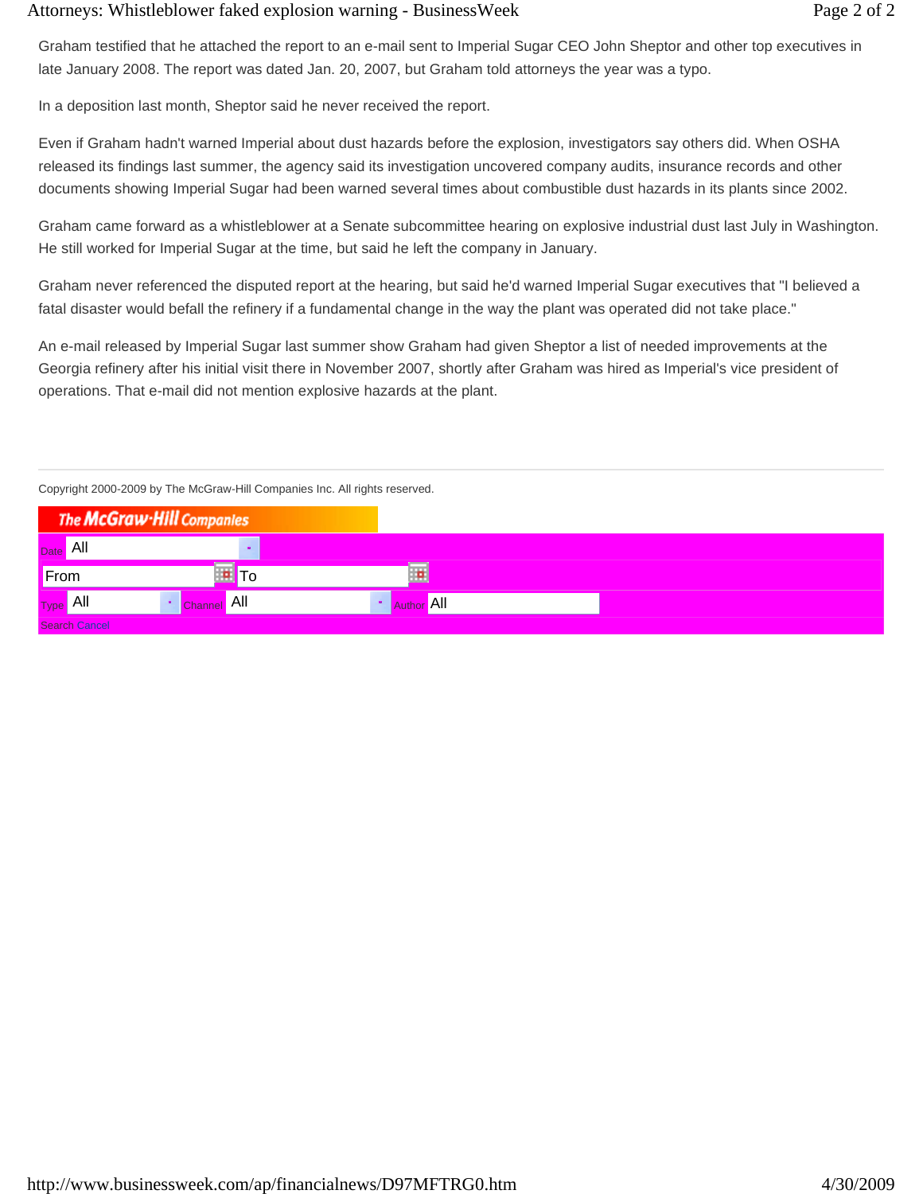Graham testified that he attached the report to an e-mail sent to Imperial Sugar CEO John Sheptor and other top executives in late January 2008. The report was dated Jan. 20, 2007, but Graham told attorneys the year was a typo.

In a deposition last month, Sheptor said he never received the report.

Even if Graham hadn't warned Imperial about dust hazards before the explosion, investigators say others did. When OSHA released its findings last summer, the agency said its investigation uncovered company audits, insurance records and other documents showing Imperial Sugar had been warned several times about combustible dust hazards in its plants since 2002.

Graham came forward as a whistleblower at a Senate subcommittee hearing on explosive industrial dust last July in Washington. He still worked for Imperial Sugar at the time, but said he left the company in January.

Graham never referenced the disputed report at the hearing, but said he'd warned Imperial Sugar executives that "I believed a fatal disaster would befall the refinery if a fundamental change in the way the plant was operated did not take place."

An e-mail released by Imperial Sugar last summer show Graham had given Sheptor a list of needed improvements at the Georgia refinery after his initial visit there in November 2007, shortly after Graham was hired as Imperial's vice president of operations. That e-mail did not mention explosive hazards at the plant.

---

Copyright 2000-2009 by The McGraw-Hill Companies Inc. All rights reserved.

The McGraw-Hill Companies

Date All

From To

Type All Channel All Author All

Search Cancel